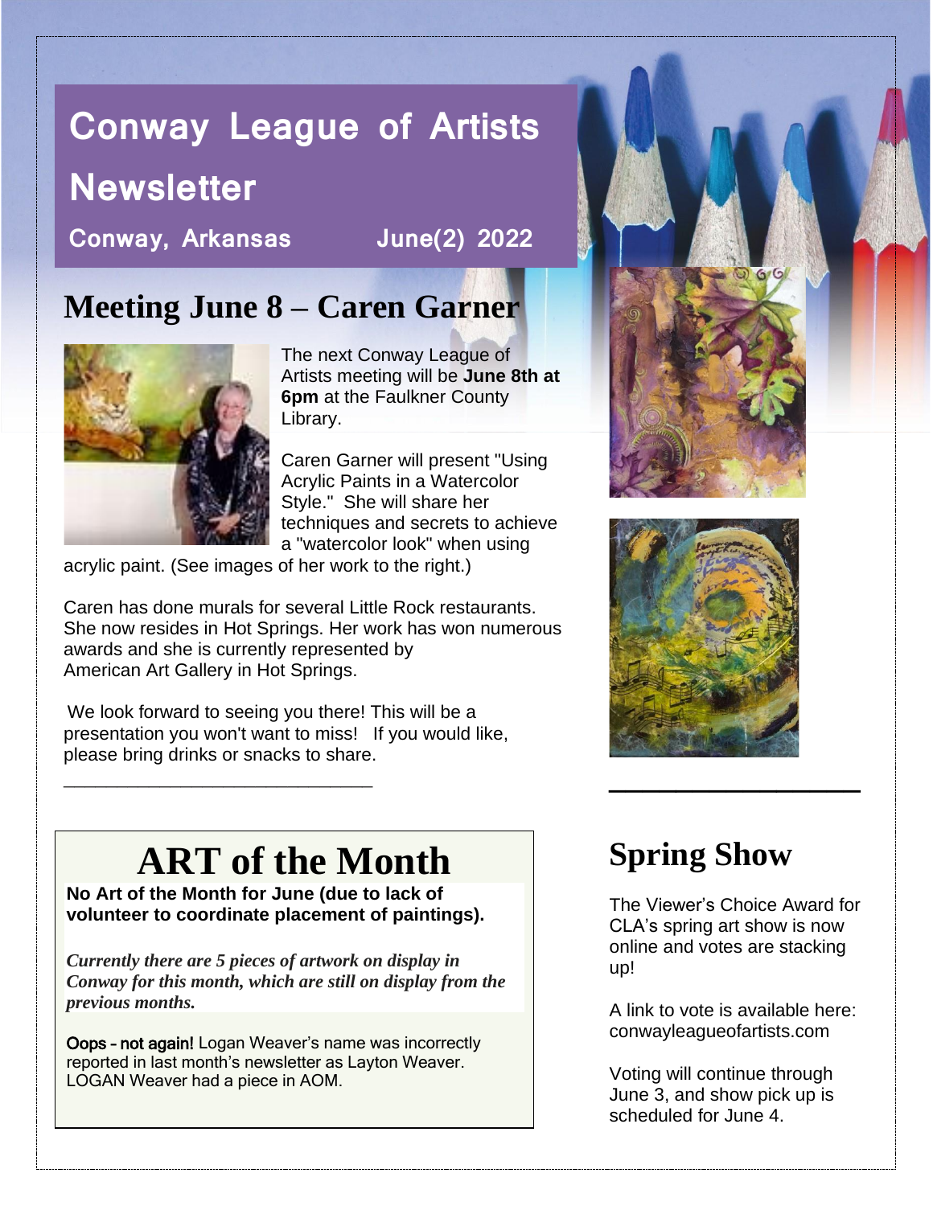# Conway League of Artists Newsletter

**Conway, Arkansas June(2) 2022**

## Meeting June 8 – Caren Garner

The next Conway League of Artists meeting will be **June 8th at 6pm** at the Faulkner County Library.

Caren Garner will present "Using Acrylic Paints in a Watercolor Style." She will share her techniques and secrets to achieve a "watercolor look" when using acrylic paint. (See images of her work to the right.)

Caren has done murals for several Little Rock restaurants. She now resides in Hot Springs. Her work has won numerous awards and she is currently represented by American Art Gallery in Hot Springs.

We look forward to seeing you there! This will be a presentation you won't want to miss! If you would like, please bring drinks or snacks to share.

---

## ART of the Month

**No Art of the Month for June (due to lack of volunteer to coordinate placement of paintings).**

***Currently there are 5 pieces of artwork on display in Conway for this month, which are still on display from the previous months.***

Oops – not again! Logan Weaver's name was incorrectly reported in last month's newsletter as Layton Weaver. LOGAN Weaver had a piece in AOM.

---

## Spring Show

The Viewer's Choice Award for CLA's spring art show is now online and votes are stacking up!

A link to vote is available here: conwayleagueofartists.com

Voting will continue through June 3, and show pick up is scheduled for June 4.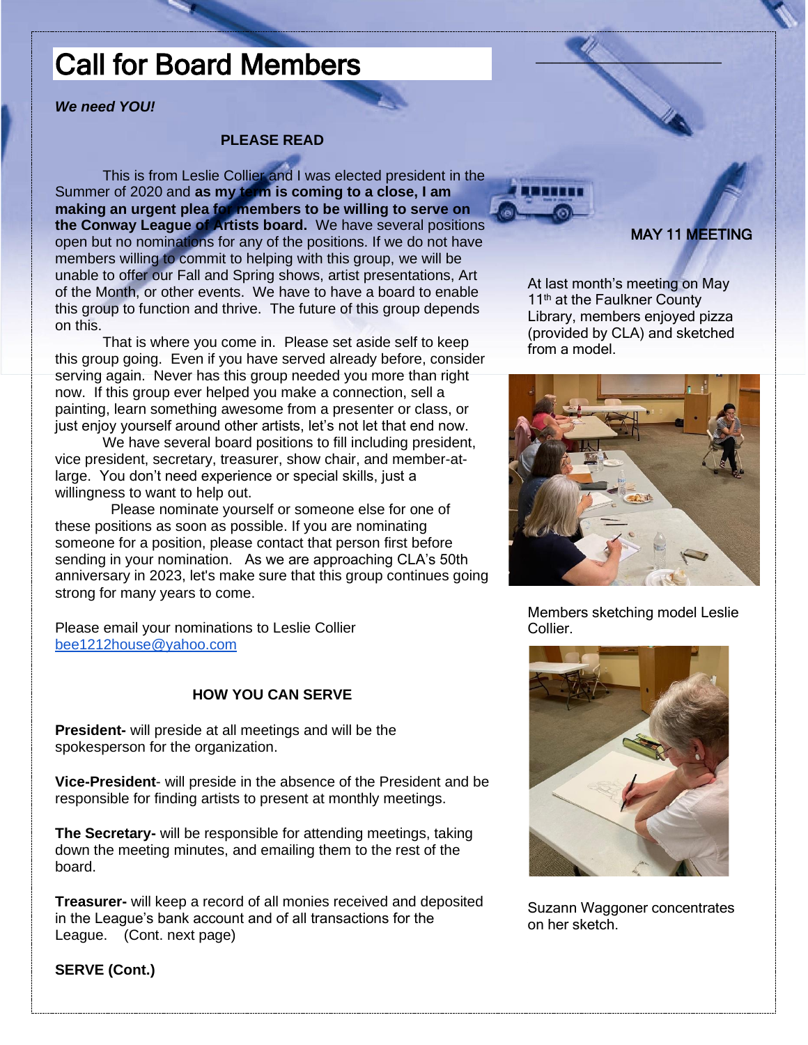# Call for Board Members

***We need YOU!***

**PLEASE READ**

This is from Leslie Collier and I was elected president in the Summer of 2020 and **as my term is coming to a close, I am making an urgent plea for members to be willing to serve on the Conway League of Artists board.** We have several positions open but no nominations for any of the positions. If we do not have members willing to commit to helping with this group, we will be unable to offer our Fall and Spring shows, artist presentations, Art of the Month, or other events. We have to have a board to enable this group to function and thrive. The future of this group depends on this.

That is where you come in. Please set aside self to keep this group going. Even if you have served already before, consider serving again. Never has this group needed you more than right now. If this group ever helped you make a connection, sell a painting, learn something awesome from a presenter or class, or just enjoy yourself around other artists, let's not let that end now.

We have several board positions to fill including president, vice president, secretary, treasurer, show chair, and member-at-large. You don't need experience or special skills, just a willingness to want to help out.

Please nominate yourself or someone else for one of these positions as soon as possible. If you are nominating someone for a position, please contact that person first before sending in your nomination. As we are approaching CLA's 50th anniversary in 2023, let's make sure that this group continues going strong for many years to come.

Please email your nominations to Leslie Collier bee1212house@yahoo.com

**HOW YOU CAN SERVE**

**President-** will preside at all meetings and will be the spokesperson for the organization.

**Vice-President**- will preside in the absence of the President and be responsible for finding artists to present at monthly meetings.

**The Secretary-** will be responsible for attending meetings, taking down the meeting minutes, and emailing them to the rest of the board.

**Treasurer-** will keep a record of all monies received and deposited in the League's bank account and of all transactions for the League. (Cont. next page)

**SERVE (Cont.)**

## MAY 11 MEETING

At last month's meeting on May 11th at the Faulkner County Library, members enjoyed pizza (provided by CLA) and sketched from a model.

Members sketching model Leslie Collier.

Suzann Waggoner concentrates on her sketch.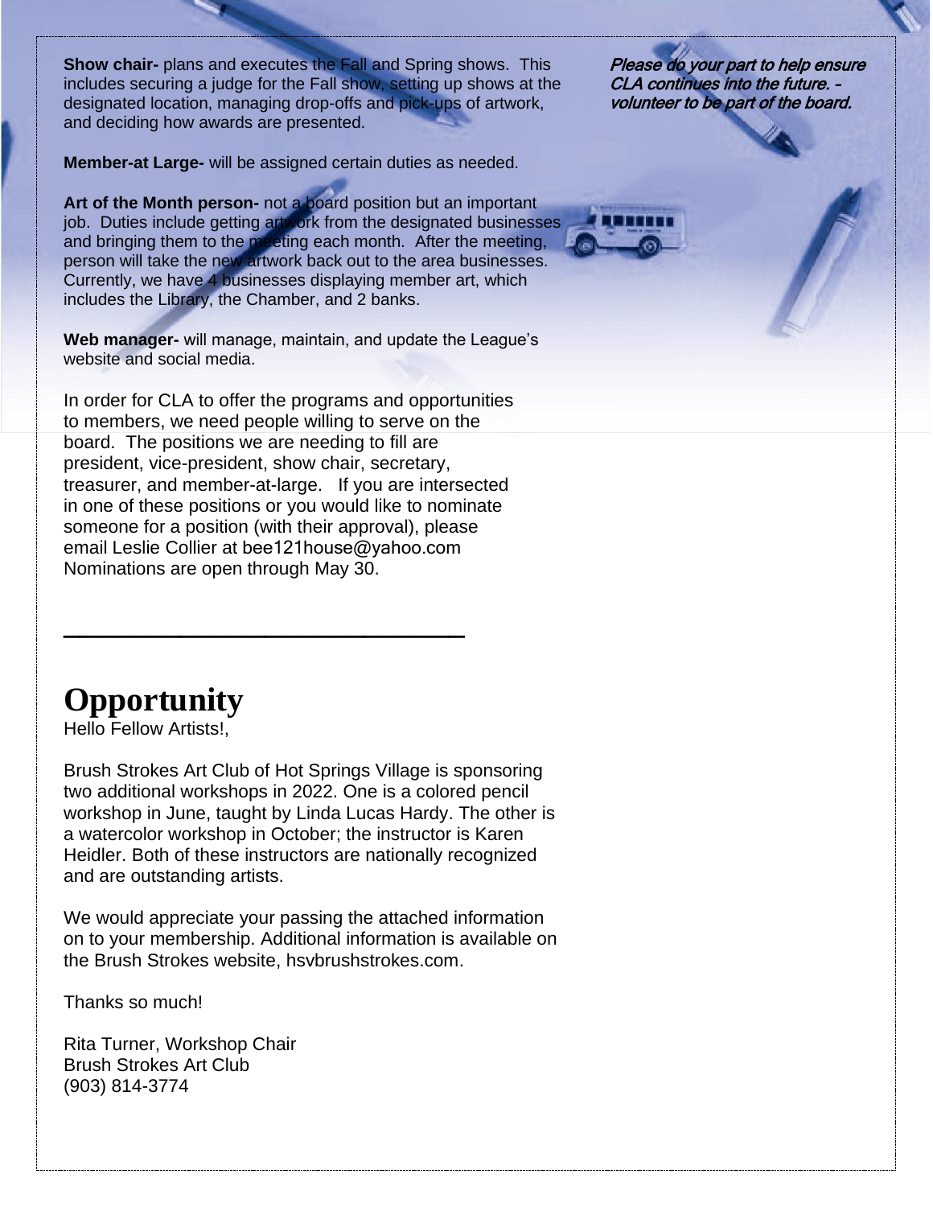**Show chair-** plans and executes the Fall and Spring shows. This includes securing a judge for the Fall show, setting up shows at the designated location, managing drop-offs and pick-ups of artwork, and deciding how awards are presented.

**Member-at Large-** will be assigned certain duties as needed.

**Art of the Month person-** not a board position but an important job. Duties include getting artwork from the designated businesses and bringing them to the meeting each month. After the meeting, person will take the new artwork back out to the area businesses. Currently, we have 4 businesses displaying member art, which includes the Library, the Chamber, and 2 banks.

**Web manager-** will manage, maintain, and update the League's website and social media.

***Please do your part to help ensure CLA continues into the future. - volunteer to be part of the board.***

In order for CLA to offer the programs and opportunities to members, we need people willing to serve on the board. The positions we are needing to fill are president, vice-president, show chair, secretary, treasurer, and member-at-large. If you are intersected in one of these positions or you would like to nominate someone for a position (with their approval), please email Leslie Collier at bee121house@yahoo.com Nominations are open through May 30.

---

# Opportunity

Hello Fellow Artists!,

Brush Strokes Art Club of Hot Springs Village is sponsoring two additional workshops in 2022. One is a colored pencil workshop in June, taught by Linda Lucas Hardy. The other is a watercolor workshop in October; the instructor is Karen Heidler. Both of these instructors are nationally recognized and are outstanding artists.

We would appreciate your passing the attached information on to your membership. Additional information is available on the Brush Strokes website, hsvbrushstrokes.com.

Thanks so much!

Rita Turner, Workshop Chair
Brush Strokes Art Club
(903) 814-3774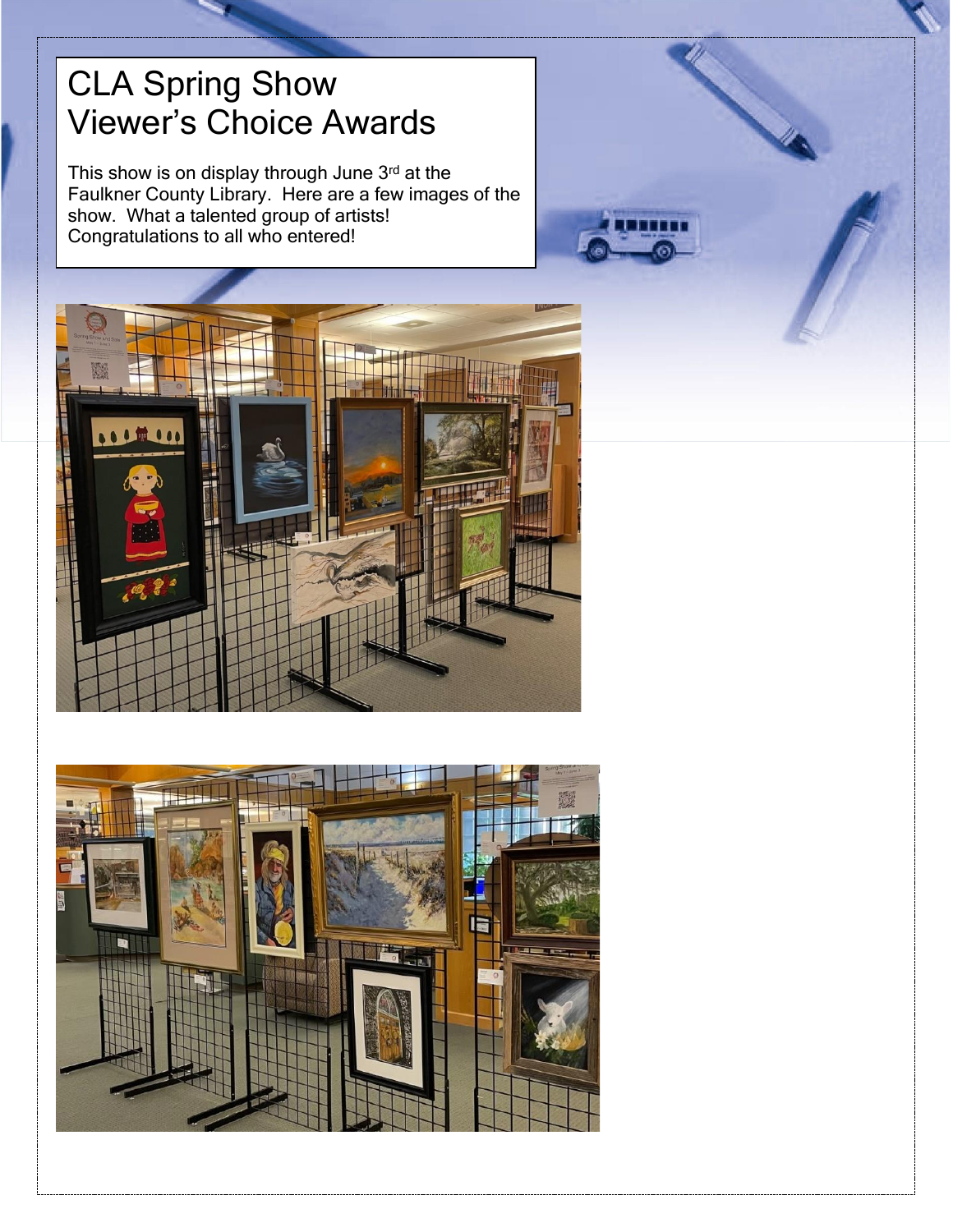# CLA Spring Show Viewer's Choice Awards

This show is on display through June 3rd at the Faulkner County Library. Here are a few images of the show. What a talented group of artists! Congratulations to all who entered!